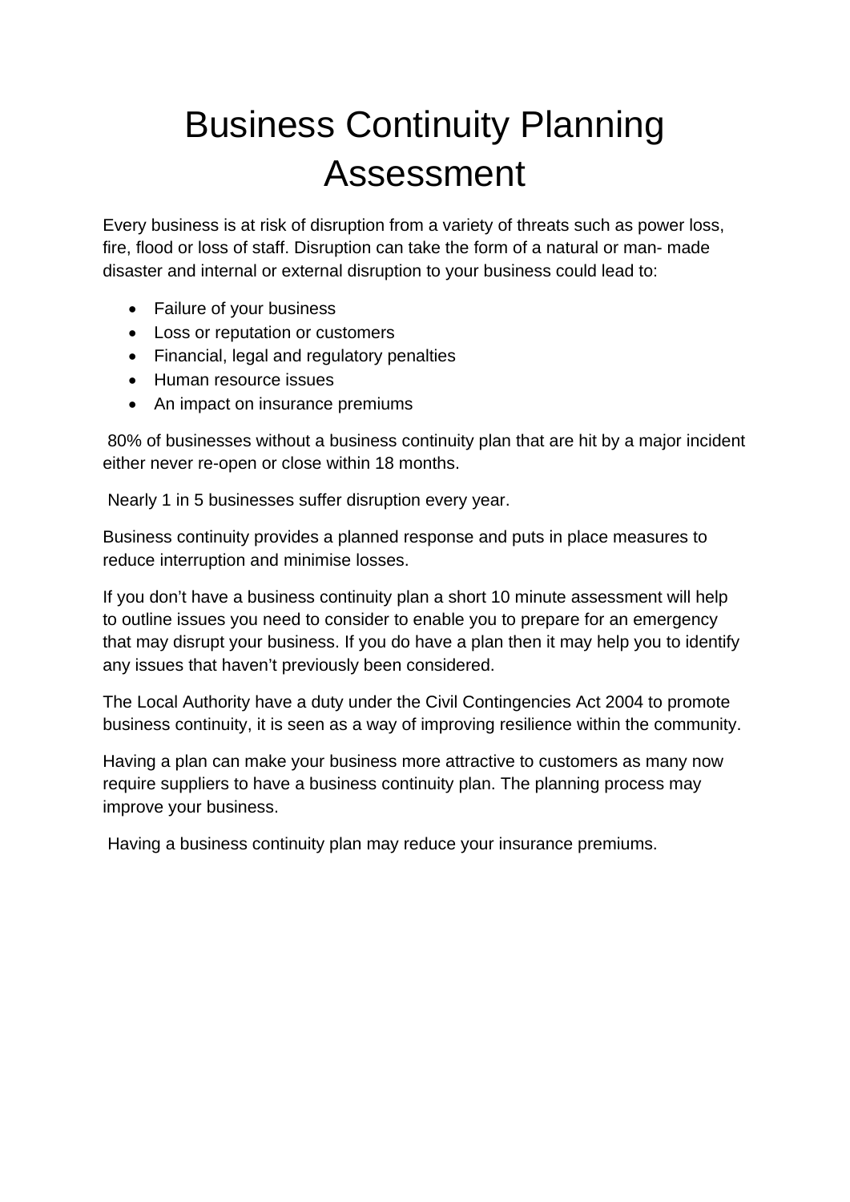# Business Continuity Planning Assessment

Every business is at risk of disruption from a variety of threats such as power loss, fire, flood or loss of staff. Disruption can take the form of a natural or man- made disaster and internal or external disruption to your business could lead to:

- Failure of your business
- Loss or reputation or customers
- Financial, legal and regulatory penalties
- Human resource issues
- An impact on insurance premiums

80% of businesses without a business continuity plan that are hit by a major incident either never re-open or close within 18 months.

Nearly 1 in 5 businesses suffer disruption every year.

Business continuity provides a planned response and puts in place measures to reduce interruption and minimise losses.

If you don't have a business continuity plan a short 10 minute assessment will help to outline issues you need to consider to enable you to prepare for an emergency that may disrupt your business. If you do have a plan then it may help you to identify any issues that haven't previously been considered.

The Local Authority have a duty under the Civil Contingencies Act 2004 to promote business continuity, it is seen as a way of improving resilience within the community.

Having a plan can make your business more attractive to customers as many now require suppliers to have a business continuity plan. The planning process may improve your business.

Having a business continuity plan may reduce your insurance premiums.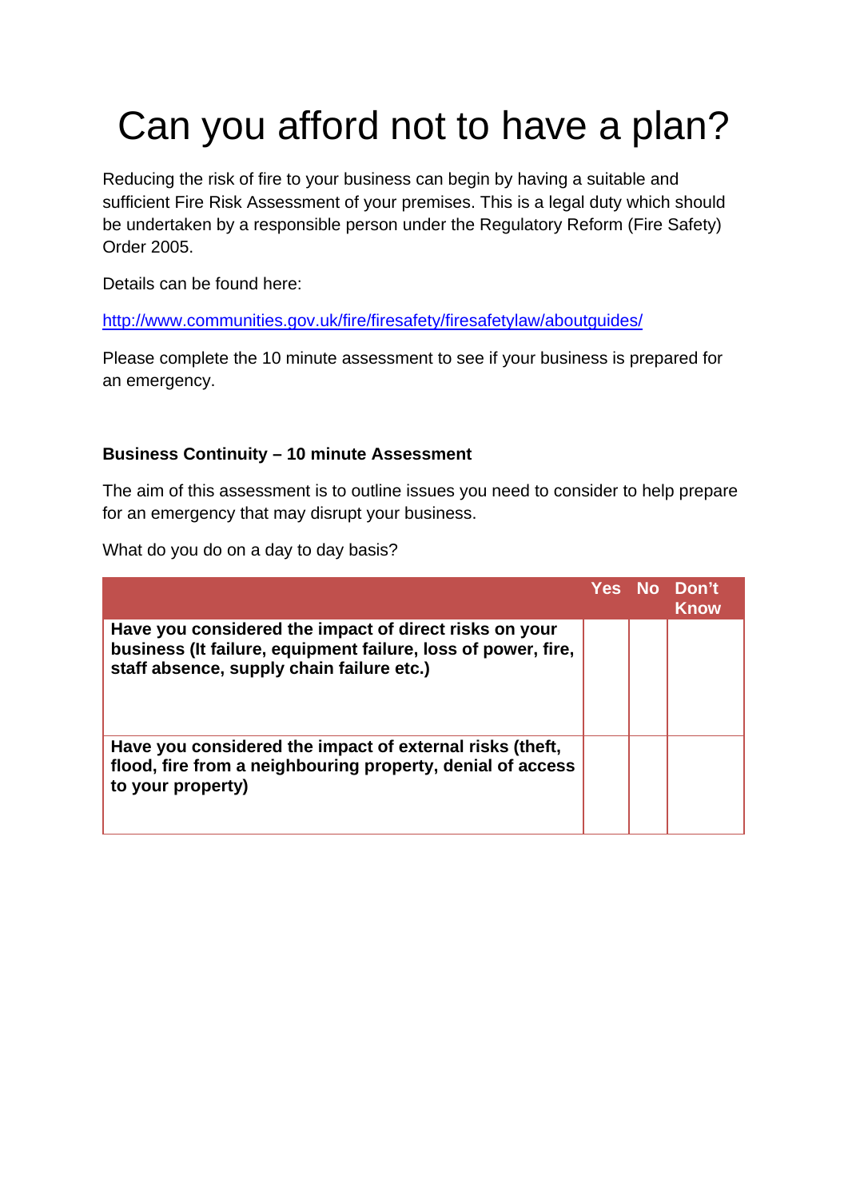# Can you afford not to have a plan?

Reducing the risk of fire to your business can begin by having a suitable and sufficient Fire Risk Assessment of your premises. This is a legal duty which should be undertaken by a responsible person under the Regulatory Reform (Fire Safety) Order 2005.

Details can be found here:

http://www.communities.gov.uk/fire/firesafety/firesafetylaw/aboutguides/

Please complete the 10 minute assessment to see if your business is prepared for an emergency.

**Business Continuity – 10 minute Assessment**

The aim of this assessment is to outline issues you need to consider to help prepare for an emergency that may disrupt your business.

What do you do on a day to day basis?

| | Yes | No | Don't Know |
|---|---|---|---|
| **Have you considered the impact of direct risks on your business (It failure, equipment failure, loss of power, fire, staff absence, supply chain failure etc.)** | | | |
| **Have you considered the impact of external risks (theft, flood, fire from a neighbouring property, denial of access to your property)** | | | |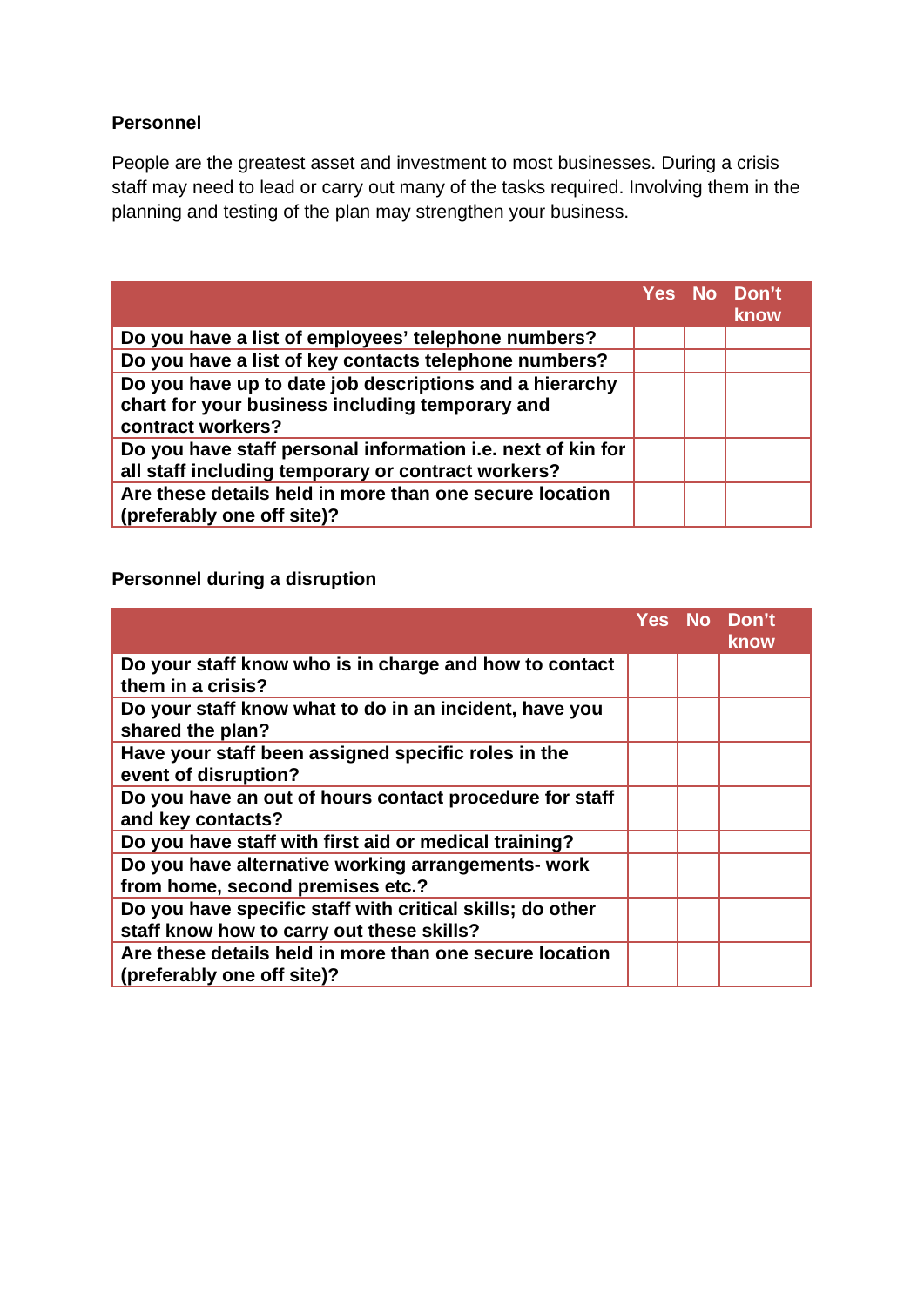**Personnel**

People are the greatest asset and investment to most businesses. During a crisis staff may need to lead or carry out many of the tasks required. Involving them in the planning and testing of the plan may strengthen your business.

| | Yes | No | Don't know |
|---|---|---|---|
| Do you have a list of employees' telephone numbers? | | | |
| Do you have a list of key contacts telephone numbers? | | | |
| Do you have up to date job descriptions and a hierarchy chart for your business including temporary and contract workers? | | | |
| Do you have staff personal information i.e. next of kin for all staff including temporary or contract workers? | | | |
| Are these details held in more than one secure location (preferably one off site)? | | | |

**Personnel during a disruption**

| | Yes | No | Don't know |
|---|---|---|---|
| Do your staff know who is in charge and how to contact them in a crisis? | | | |
| Do your staff know what to do in an incident, have you shared the plan? | | | |
| Have your staff been assigned specific roles in the event of disruption? | | | |
| Do you have an out of hours contact procedure for staff and key contacts? | | | |
| Do you have staff with first aid or medical training? | | | |
| Do you have alternative working arrangements- work from home, second premises etc.? | | | |
| Do you have specific staff with critical skills; do other staff know how to carry out these skills? | | | |
| Are these details held in more than one secure location (preferably one off site)? | | | |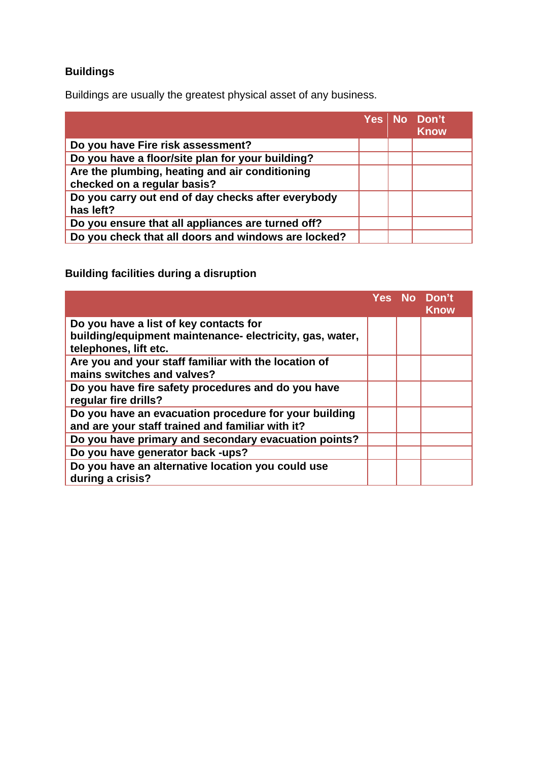## Buildings

Buildings are usually the greatest physical asset of any business.

| | Yes | No | Don't Know |
|---|---|---|---|
| **Do you have Fire risk assessment?** | | | |
| **Do you have a floor/site plan for your building?** | | | |
| **Are the plumbing, heating and air conditioning checked on a regular basis?** | | | |
| **Do you carry out end of day checks after everybody has left?** | | | |
| **Do you ensure that all appliances are turned off?** | | | |
| **Do you check that all doors and windows are locked?** | | | |

## Building facilities during a disruption

| | Yes | No | Don't Know |
|---|---|---|---|
| **Do you have a list of key contacts for building/equipment maintenance- electricity, gas, water, telephones, lift etc.** | | | |
| **Are you and your staff familiar with the location of mains switches and valves?** | | | |
| **Do you have fire safety procedures and do you have regular fire drills?** | | | |
| **Do you have an evacuation procedure for your building and are your staff trained and familiar with it?** | | | |
| **Do you have primary and secondary evacuation points?** | | | |
| **Do you have generator back -ups?** | | | |
| **Do you have an alternative location you could use during a crisis?** | | | |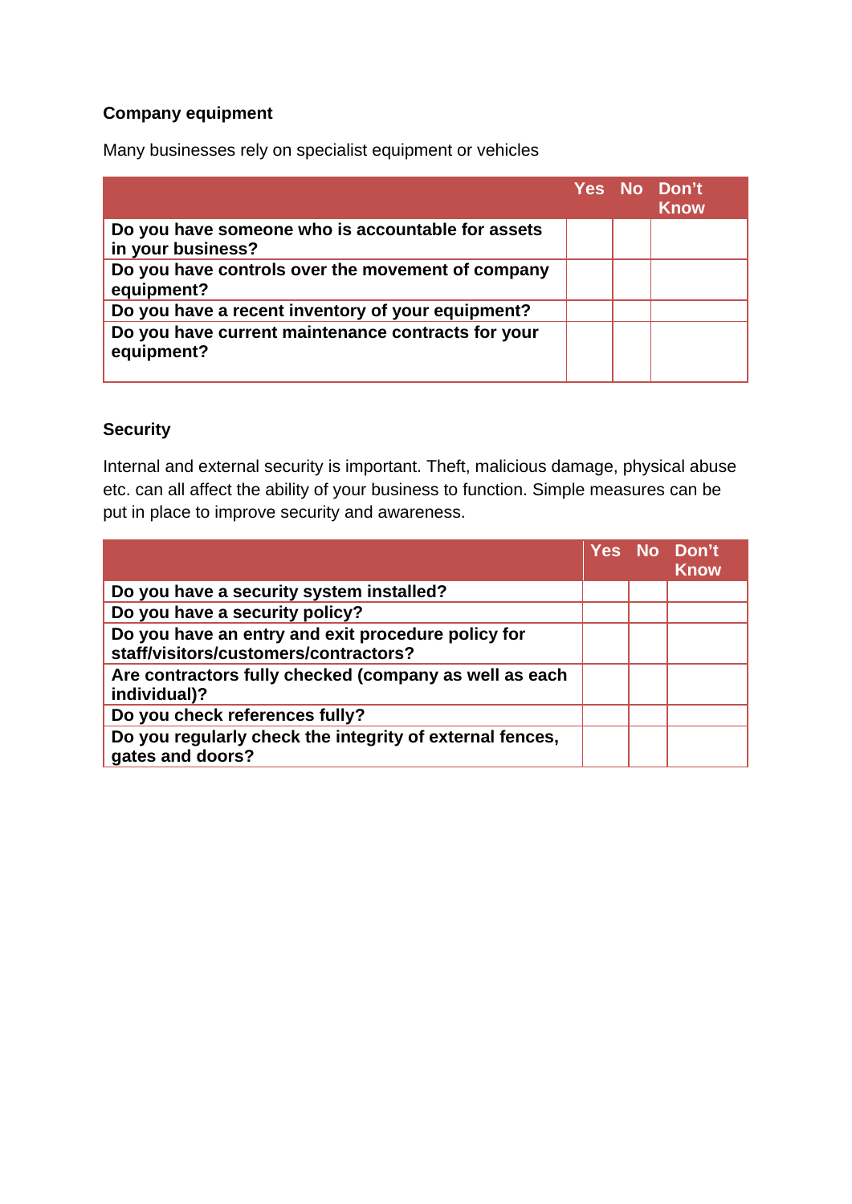**Company equipment**

Many businesses rely on specialist equipment or vehicles

| | Yes | No | Don't Know |
|---|---|---|---|
| **Do you have someone who is accountable for assets in your business?** | | | |
| **Do you have controls over the movement of company equipment?** | | | |
| **Do you have a recent inventory of your equipment?** | | | |
| **Do you have current maintenance contracts for your equipment?** | | | |

**Security**

Internal and external security is important. Theft, malicious damage, physical abuse etc. can all affect the ability of your business to function. Simple measures can be put in place to improve security and awareness.

| | Yes | No | Don't Know |
|---|---|---|---|
| **Do you have a security system installed?** | | | |
| **Do you have a security policy?** | | | |
| **Do you have an entry and exit procedure policy for staff/visitors/customers/contractors?** | | | |
| **Are contractors fully checked (company as well as each individual)?** | | | |
| **Do you check references fully?** | | | |
| **Do you regularly check the integrity of external fences, gates and doors?** | | | |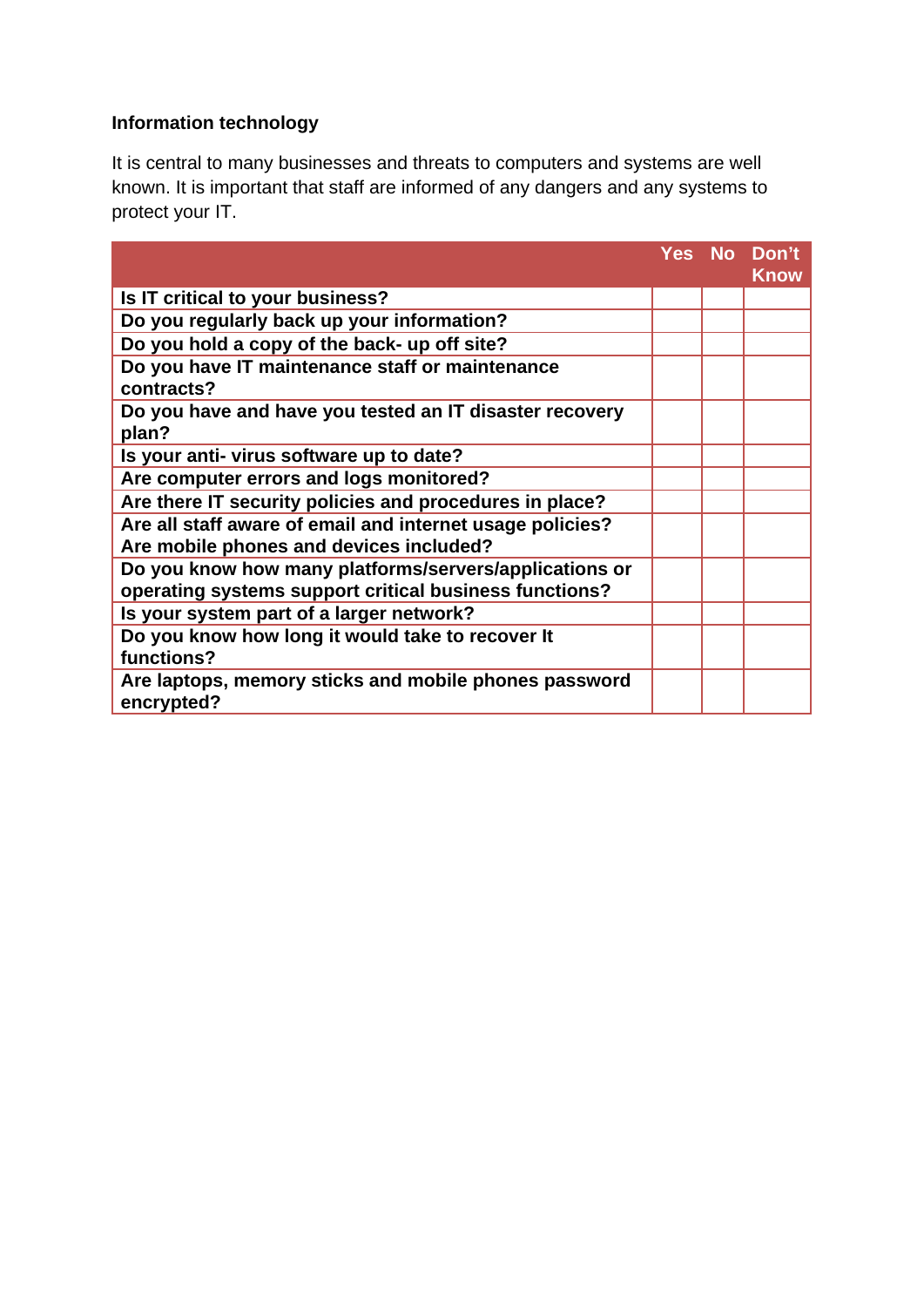**Information technology**

It is central to many businesses and threats to computers and systems are well known. It is important that staff are informed of any dangers and any systems to protect your IT.

| | Yes | No | Don't Know |
|---|---|---|---|
| **Is IT critical to your business?** | | | |
| **Do you regularly back up your information?** | | | |
| **Do you hold a copy of the back- up off site?** | | | |
| **Do you have IT maintenance staff or maintenance contracts?** | | | |
| **Do you have and have you tested an IT disaster recovery plan?** | | | |
| **Is your anti- virus software up to date?** | | | |
| **Are computer errors and logs monitored?** | | | |
| **Are there IT security policies and procedures in place?** | | | |
| **Are all staff aware of email and internet usage policies? Are mobile phones and devices included?** | | | |
| **Do you know how many platforms/servers/applications or operating systems support critical business functions?** | | | |
| **Is your system part of a larger network?** | | | |
| **Do you know how long it would take to recover It functions?** | | | |
| **Are laptops, memory sticks and mobile phones password encrypted?** | | | |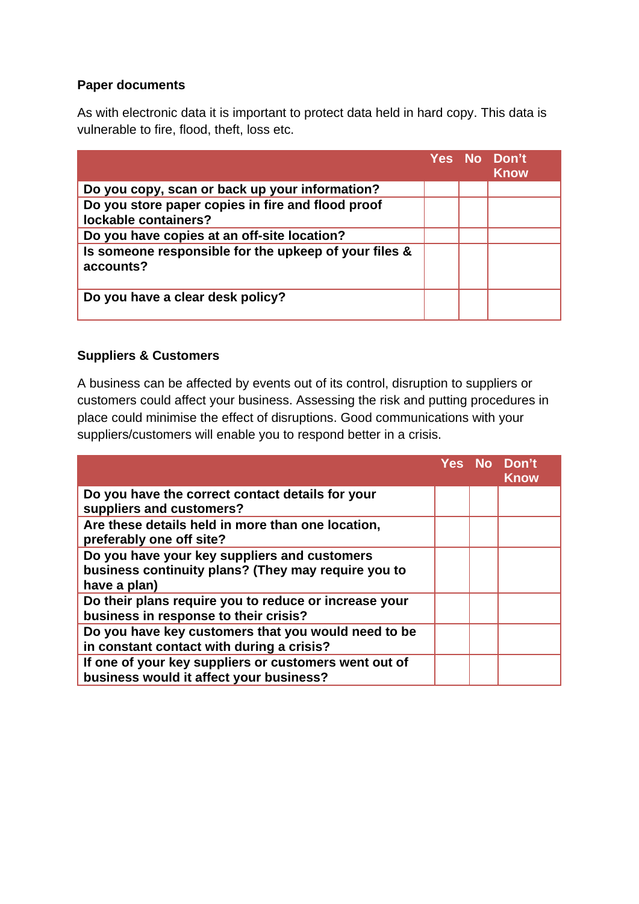**Paper documents**

As with electronic data it is important to protect data held in hard copy. This data is vulnerable to fire, flood, theft, loss etc.

| | Yes | No | Don't Know |
|---|---|---|---|
| **Do you copy, scan or back up your information?** | | | |
| **Do you store paper copies in fire and flood proof lockable containers?** | | | |
| **Do you have copies at an off-site location?** | | | |
| **Is someone responsible for the upkeep of your files & accounts?** | | | |
| **Do you have a clear desk policy?** | | | |

**Suppliers & Customers**

A business can be affected by events out of its control, disruption to suppliers or customers could affect your business. Assessing the risk and putting procedures in place could minimise the effect of disruptions. Good communications with your suppliers/customers will enable you to respond better in a crisis.

| | Yes | No | Don't Know |
|---|---|---|---|
| **Do you have the correct contact details for your suppliers and customers?** | | | |
| **Are these details held in more than one location, preferably one off site?** | | | |
| **Do you have your key suppliers and customers business continuity plans? (They may require you to have a plan)** | | | |
| **Do their plans require you to reduce or increase your business in response to their crisis?** | | | |
| **Do you have key customers that you would need to be in constant contact with during a crisis?** | | | |
| **If one of your key suppliers or customers went out of business would it affect your business?** | | | |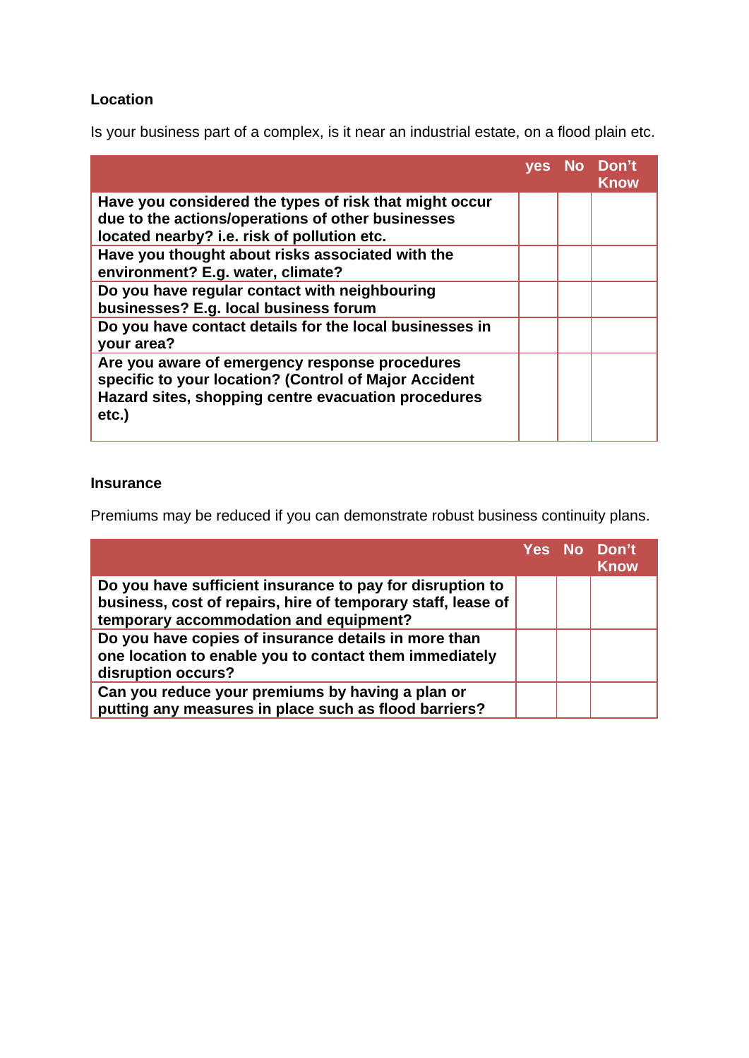### Location

Is your business part of a complex, is it near an industrial estate, on a flood plain etc.

| | yes | No | Don't Know |
|---|---|---|---|
| **Have you considered the types of risk that might occur due to the actions/operations of other businesses located nearby? i.e. risk of pollution etc.** | | | |
| **Have you thought about risks associated with the environment? E.g. water, climate?** | | | |
| **Do you have regular contact with neighbouring businesses? E.g. local business forum** | | | |
| **Do you have contact details for the local businesses in your area?** | | | |
| **Are you aware of emergency response procedures specific to your location? (Control of Major Accident Hazard sites, shopping centre evacuation procedures etc.)** | | | |

### Insurance

Premiums may be reduced if you can demonstrate robust business continuity plans.

| | Yes | No | Don't Know |
|---|---|---|---|
| **Do you have sufficient insurance to pay for disruption to business, cost of repairs, hire of temporary staff, lease of temporary accommodation and equipment?** | | | |
| **Do you have copies of insurance details in more than one location to enable you to contact them immediately disruption occurs?** | | | |
| **Can you reduce your premiums by having a plan or putting any measures in place such as flood barriers?** | | | |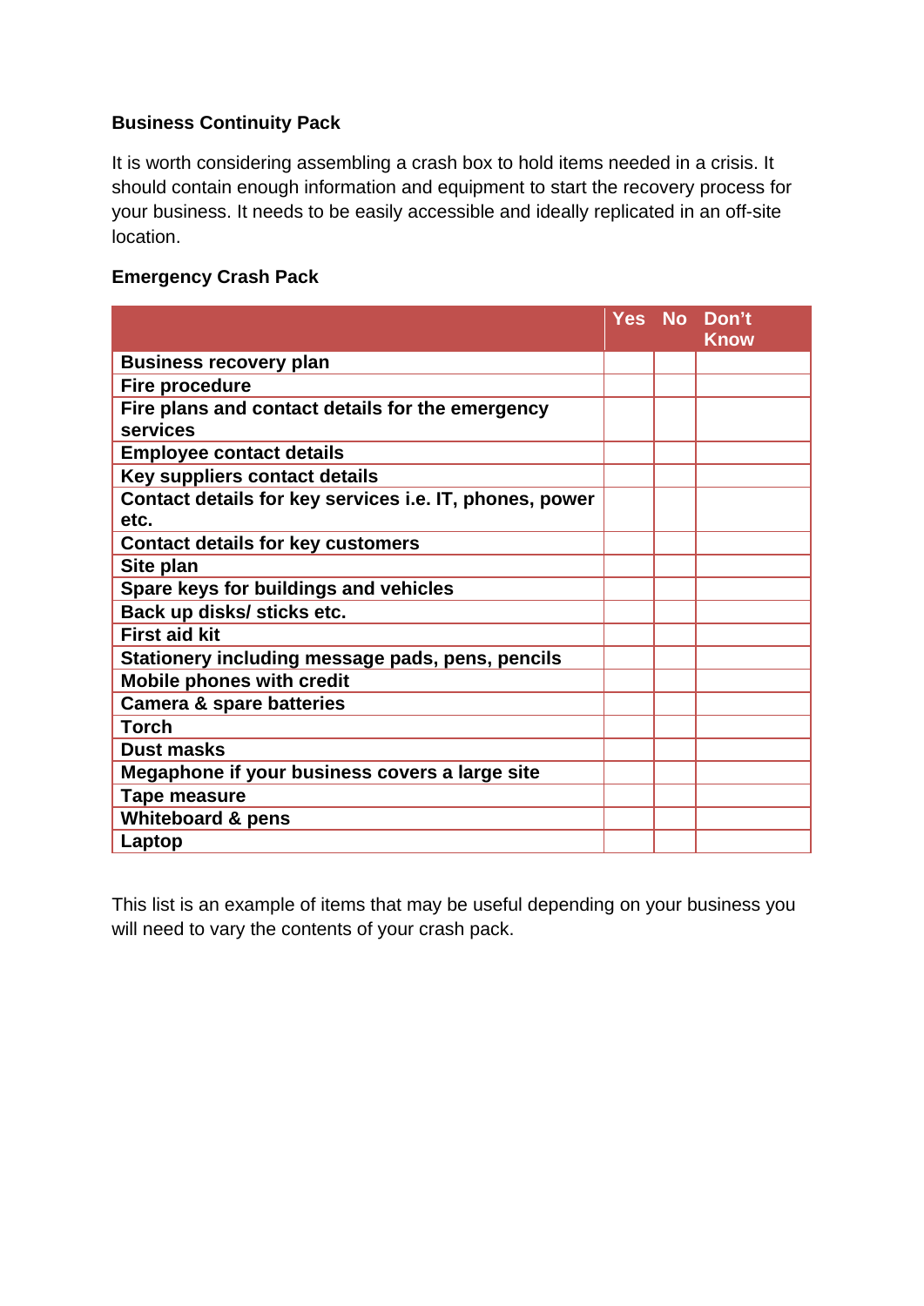**Business Continuity Pack**

It is worth considering assembling a crash box to hold items needed in a crisis. It should contain enough information and equipment to start the recovery process for your business. It needs to be easily accessible and ideally replicated in an off-site location.

**Emergency Crash Pack**

| | Yes | No | Don't Know |
|---|---|---|---|
| **Business recovery plan** | | | |
| **Fire procedure** | | | |
| **Fire plans and contact details for the emergency services** | | | |
| **Employee contact details** | | | |
| **Key suppliers contact details** | | | |
| **Contact details for key services i.e. IT, phones, power etc.** | | | |
| **Contact details for key customers** | | | |
| **Site plan** | | | |
| **Spare keys for buildings and vehicles** | | | |
| **Back up disks/ sticks etc.** | | | |
| **First aid kit** | | | |
| **Stationery including message pads, pens, pencils** | | | |
| **Mobile phones with credit** | | | |
| **Camera & spare batteries** | | | |
| **Torch** | | | |
| **Dust masks** | | | |
| **Megaphone if your business covers a large site** | | | |
| **Tape measure** | | | |
| **Whiteboard & pens** | | | |
| **Laptop** | | | |

This list is an example of items that may be useful depending on your business you will need to vary the contents of your crash pack.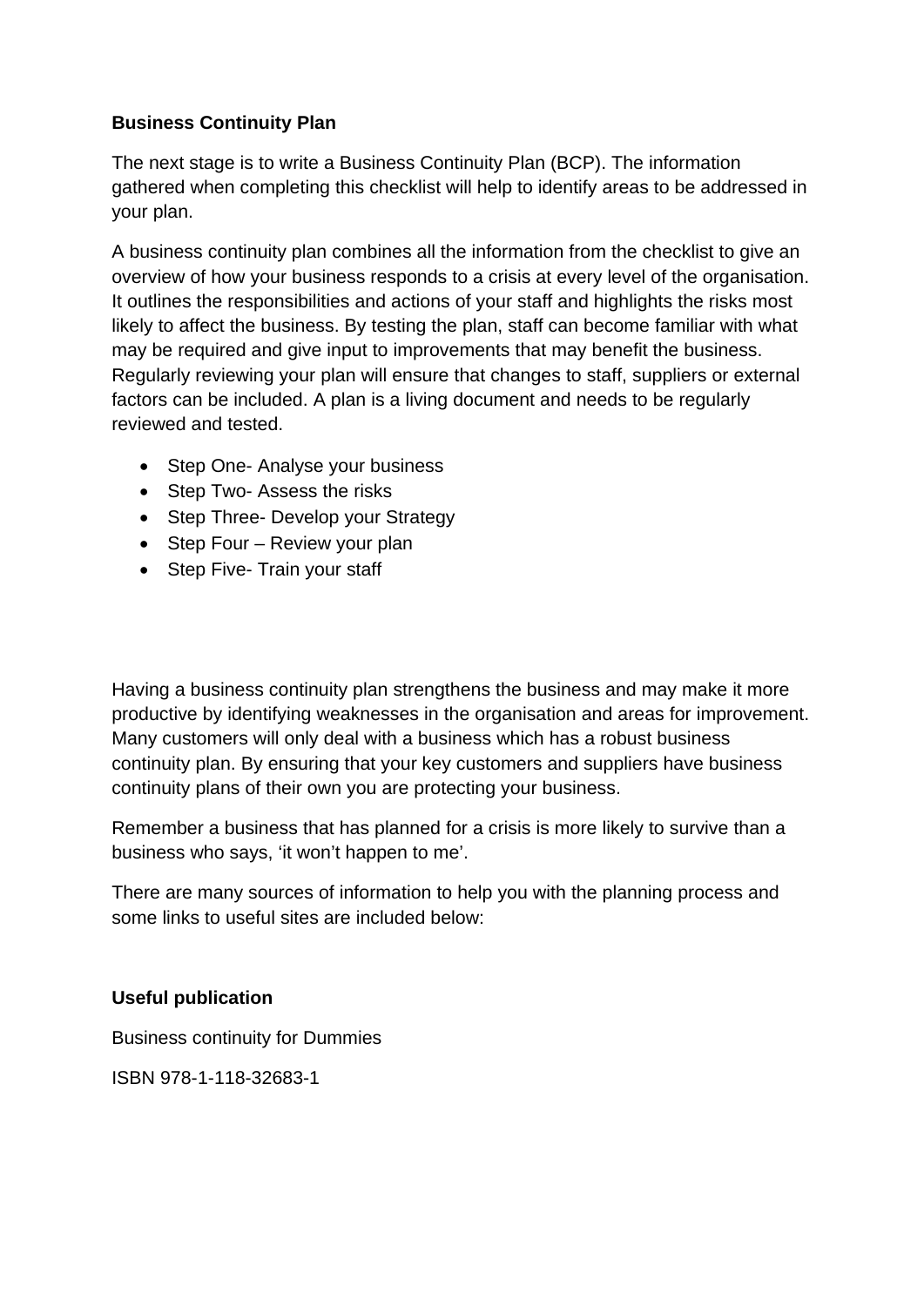**Business Continuity Plan**

The next stage is to write a Business Continuity Plan (BCP). The information gathered when completing this checklist will help to identify areas to be addressed in your plan.

A business continuity plan combines all the information from the checklist to give an overview of how your business responds to a crisis at every level of the organisation. It outlines the responsibilities and actions of your staff and highlights the risks most likely to affect the business. By testing the plan, staff can become familiar with what may be required and give input to improvements that may benefit the business. Regularly reviewing your plan will ensure that changes to staff, suppliers or external factors can be included. A plan is a living document and needs to be regularly reviewed and tested.

- Step One- Analyse your business
- Step Two- Assess the risks
- Step Three- Develop your Strategy
- Step Four – Review your plan
- Step Five- Train your staff

Having a business continuity plan strengthens the business and may make it more productive by identifying weaknesses in the organisation and areas for improvement. Many customers will only deal with a business which has a robust business continuity plan. By ensuring that your key customers and suppliers have business continuity plans of their own you are protecting your business.

Remember a business that has planned for a crisis is more likely to survive than a business who says, ‘it won’t happen to me’.

There are many sources of information to help you with the planning process and some links to useful sites are included below:

**Useful publication**

Business continuity for Dummies

ISBN 978-1-118-32683-1